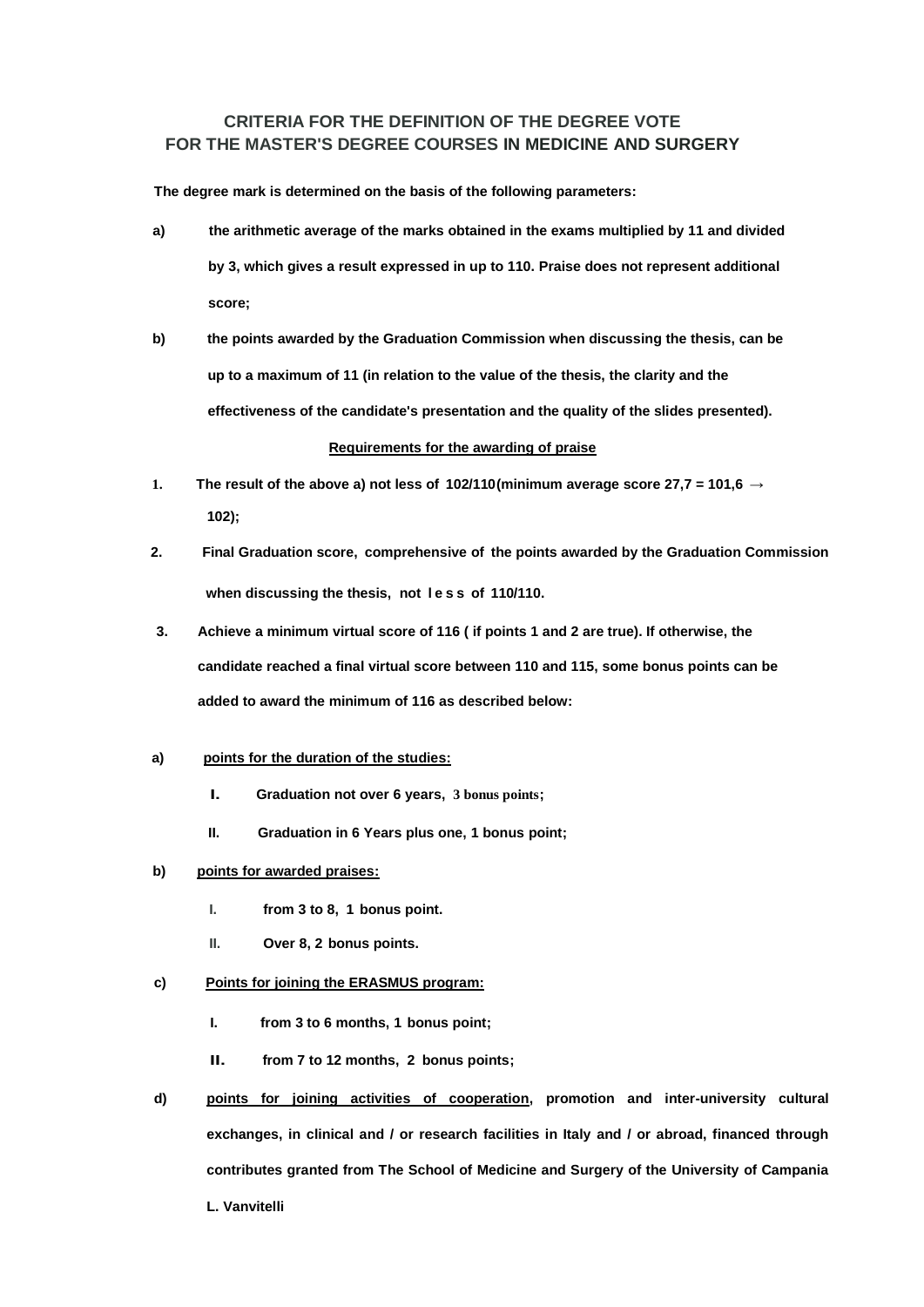# CRITERIA FOR THE DEFINITION OF THE DEGREE VOTE FOR THE MASTER'S DEGREE COURSES IN MEDICINE AND SURGERY

**The degree mark is determined on the basis of the following parameters:**

**a)** **the arithmetic average of the marks obtained in the exams multiplied by 11 and divided by 3, which gives a result expressed in up to 110. Praise does not represent additional score;**

**b)** **the points awarded by the Graduation Commission when discussing the thesis, can be up to a maximum of 11 (in relation to the value of the thesis, the clarity and the effectiveness of the candidate's presentation and the quality of the slides presented).**

**Requirements for the awarding of praise**

1. **The result of the above a) not less of 102/110(minimum average score 27,7 = 101,6 → 102);**
2. **Final Graduation score, comprehensive of the points awarded by the Graduation Commission when discussing the thesis, not less of 110/110.**
3. **Achieve a minimum virtual score of 116 ( if points 1 and 2 are true). If otherwise, the candidate reached a final virtual score between 110 and 115, some bonus points can be added to award the minimum of 116 as described below:**

**a)** **points for the duration of the studies:**

- **I.** **Graduation not over 6 years, 3 bonus points;**
- **II.** **Graduation in 6 Years plus one, 1 bonus point;**

**b)** **points for awarded praises:**

- **I.** **from 3 to 8, 1 bonus point.**
- **II.** **Over 8, 2 bonus points.**

**c)** **Points for joining the ERASMUS program:**

- **I.** **from 3 to 6 months, 1 bonus point;**
- **II.** **from 7 to 12 months, 2 bonus points;**

**d)** **points for joining activities of cooperation, promotion and inter-university cultural exchanges, in clinical and / or research facilities in Italy and / or abroad, financed through contributes granted from The School of Medicine and Surgery of the University of Campania L. Vanvitelli**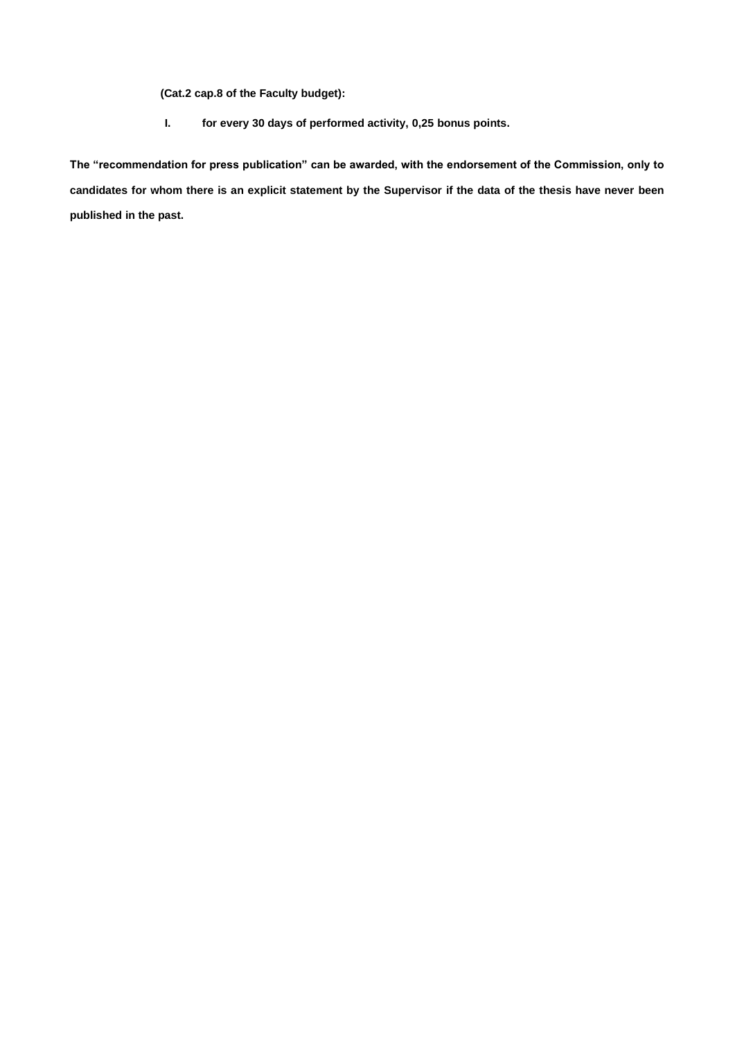**(Cat.2 cap.8 of the Faculty budget):**

**I. for every 30 days of performed activity, 0,25 bonus points.**

**The "recommendation for press publication" can be awarded, with the endorsement of the Commission, only to candidates for whom there is an explicit statement by the Supervisor if the data of the thesis have never been published in the past.**